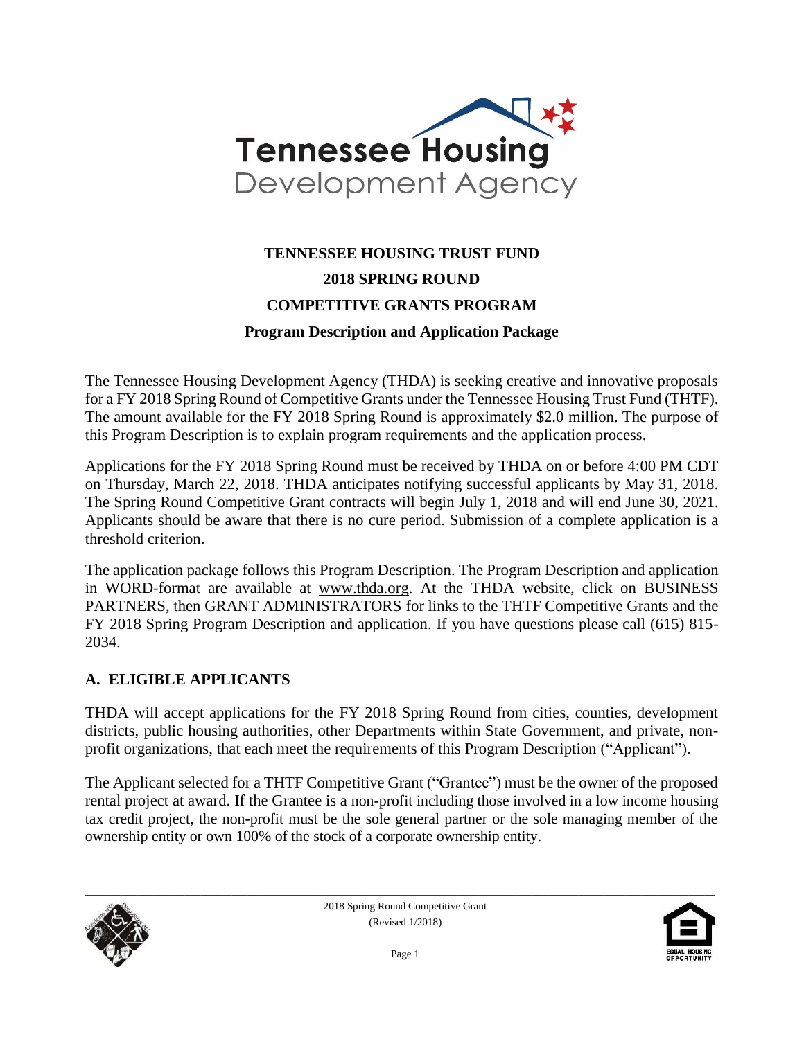Tennessee Housing Development Agency

# TENNESSEE HOUSING TRUST FUND
# 2018 SPRING ROUND
# COMPETITIVE GRANTS PROGRAM
## Program Description and Application Package

The Tennessee Housing Development Agency (THDA) is seeking creative and innovative proposals for a FY 2018 Spring Round of Competitive Grants under the Tennessee Housing Trust Fund (THTF). The amount available for the FY 2018 Spring Round is approximately $2.0 million. The purpose of this Program Description is to explain program requirements and the application process.

Applications for the FY 2018 Spring Round must be received by THDA on or before 4:00 PM CDT on Thursday, March 22, 2018. THDA anticipates notifying successful applicants by May 31, 2018. The Spring Round Competitive Grant contracts will begin July 1, 2018 and will end June 30, 2021. Applicants should be aware that there is no cure period. Submission of a complete application is a threshold criterion.

The application package follows this Program Description. The Program Description and application in WORD-format are available at www.thda.org. At the THDA website, click on BUSINESS PARTNERS, then GRANT ADMINISTRATORS for links to the THTF Competitive Grants and the FY 2018 Spring Program Description and application. If you have questions please call (615) 815-2034.

## A. ELIGIBLE APPLICANTS

THDA will accept applications for the FY 2018 Spring Round from cities, counties, development districts, public housing authorities, other Departments within State Government, and private, non-profit organizations, that each meet the requirements of this Program Description ("Applicant").

The Applicant selected for a THTF Competitive Grant ("Grantee") must be the owner of the proposed rental project at award. If the Grantee is a non-profit including those involved in a low income housing tax credit project, the non-profit must be the sole general partner or the sole managing member of the ownership entity or own 100% of the stock of a corporate ownership entity.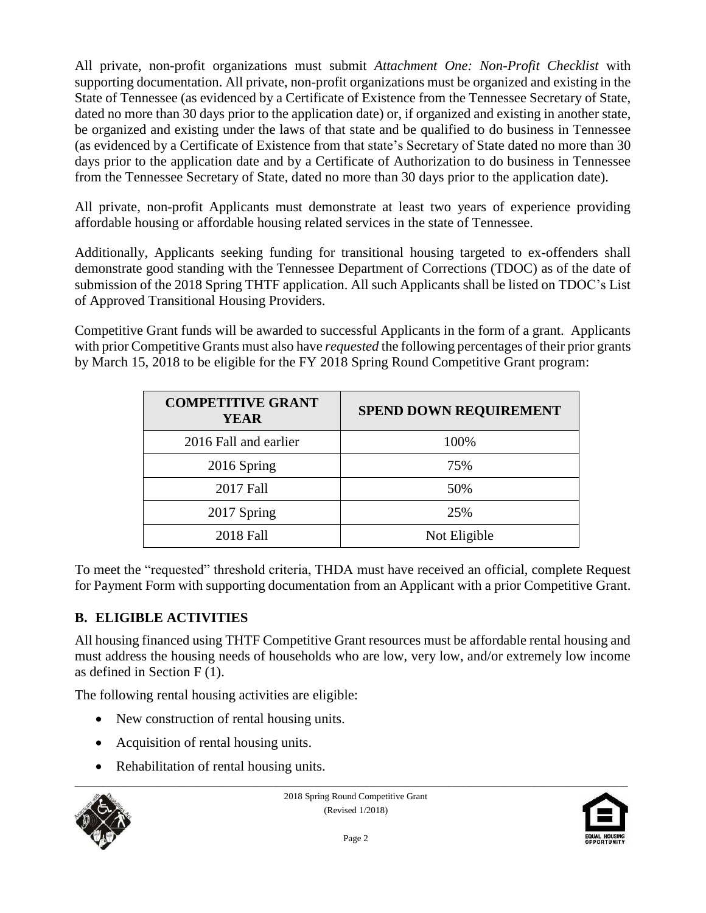All private, non-profit organizations must submit *Attachment One: Non-Profit Checklist* with supporting documentation. All private, non-profit organizations must be organized and existing in the State of Tennessee (as evidenced by a Certificate of Existence from the Tennessee Secretary of State, dated no more than 30 days prior to the application date) or, if organized and existing in another state, be organized and existing under the laws of that state and be qualified to do business in Tennessee (as evidenced by a Certificate of Existence from that state's Secretary of State dated no more than 30 days prior to the application date and by a Certificate of Authorization to do business in Tennessee from the Tennessee Secretary of State, dated no more than 30 days prior to the application date).

All private, non-profit Applicants must demonstrate at least two years of experience providing affordable housing or affordable housing related services in the state of Tennessee.

Additionally, Applicants seeking funding for transitional housing targeted to ex-offenders shall demonstrate good standing with the Tennessee Department of Corrections (TDOC) as of the date of submission of the 2018 Spring THTF application. All such Applicants shall be listed on TDOC's List of Approved Transitional Housing Providers.

Competitive Grant funds will be awarded to successful Applicants in the form of a grant. Applicants with prior Competitive Grants must also have *requested* the following percentages of their prior grants by March 15, 2018 to be eligible for the FY 2018 Spring Round Competitive Grant program:

| COMPETITIVE GRANT YEAR | SPEND DOWN REQUIREMENT |
|---|---|
| 2016 Fall and earlier | 100% |
| 2016 Spring | 75% |
| 2017 Fall | 50% |
| 2017 Spring | 25% |
| 2018 Fall | Not Eligible |

To meet the "requested" threshold criteria, THDA must have received an official, complete Request for Payment Form with supporting documentation from an Applicant with a prior Competitive Grant.

## B. ELIGIBLE ACTIVITIES

All housing financed using THTF Competitive Grant resources must be affordable rental housing and must address the housing needs of households who are low, very low, and/or extremely low income as defined in Section F (1).

The following rental housing activities are eligible:

- New construction of rental housing units.
- Acquisition of rental housing units.
- Rehabilitation of rental housing units.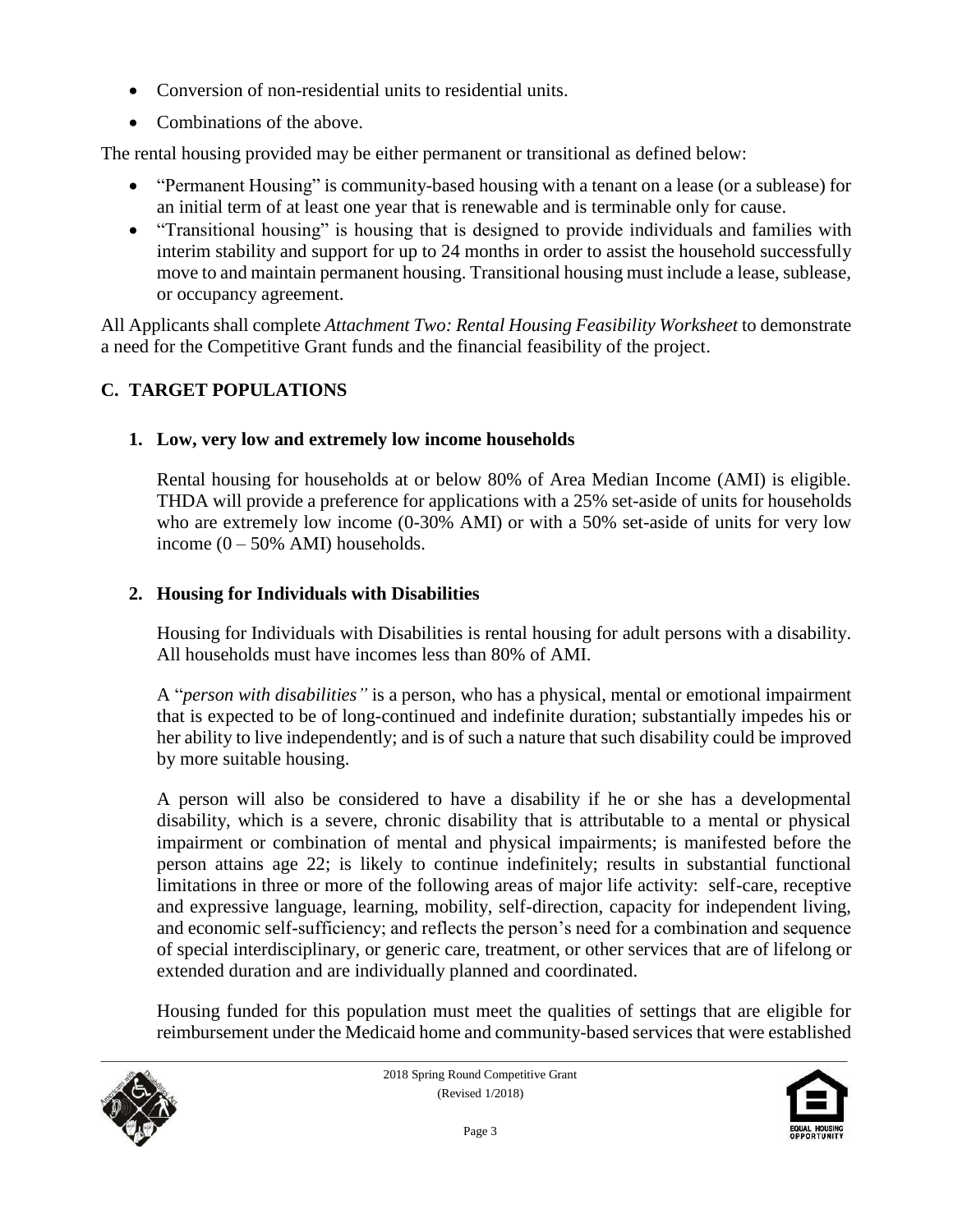- Conversion of non-residential units to residential units.
- Combinations of the above.

The rental housing provided may be either permanent or transitional as defined below:

- "Permanent Housing" is community-based housing with a tenant on a lease (or a sublease) for an initial term of at least one year that is renewable and is terminable only for cause.
- "Transitional housing" is housing that is designed to provide individuals and families with interim stability and support for up to 24 months in order to assist the household successfully move to and maintain permanent housing. Transitional housing must include a lease, sublease, or occupancy agreement.

All Applicants shall complete *Attachment Two: Rental Housing Feasibility Worksheet* to demonstrate a need for the Competitive Grant funds and the financial feasibility of the project.

## C. TARGET POPULATIONS

### 1. Low, very low and extremely low income households

Rental housing for households at or below 80% of Area Median Income (AMI) is eligible. THDA will provide a preference for applications with a 25% set-aside of units for households who are extremely low income (0-30% AMI) or with a 50% set-aside of units for very low income (0 – 50% AMI) households.

### 2. Housing for Individuals with Disabilities

Housing for Individuals with Disabilities is rental housing for adult persons with a disability. All households must have incomes less than 80% of AMI.

A "*person with disabilities"* is a person, who has a physical, mental or emotional impairment that is expected to be of long-continued and indefinite duration; substantially impedes his or her ability to live independently; and is of such a nature that such disability could be improved by more suitable housing.

A person will also be considered to have a disability if he or she has a developmental disability, which is a severe, chronic disability that is attributable to a mental or physical impairment or combination of mental and physical impairments; is manifested before the person attains age 22; is likely to continue indefinitely; results in substantial functional limitations in three or more of the following areas of major life activity: self-care, receptive and expressive language, learning, mobility, self-direction, capacity for independent living, and economic self-sufficiency; and reflects the person's need for a combination and sequence of special interdisciplinary, or generic care, treatment, or other services that are of lifelong or extended duration and are individually planned and coordinated.

Housing funded for this population must meet the qualities of settings that are eligible for reimbursement under the Medicaid home and community-based services that were established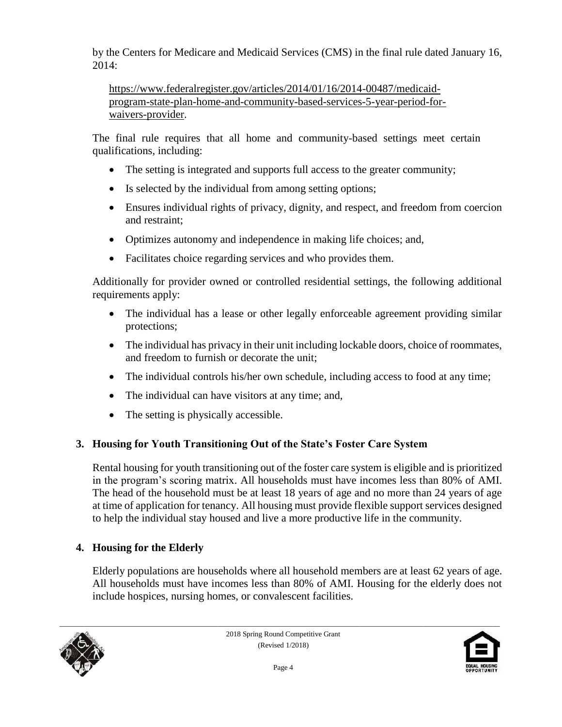by the Centers for Medicare and Medicaid Services (CMS) in the final rule dated January 16, 2014:

https://www.federalregister.gov/articles/2014/01/16/2014-00487/medicaid-program-state-plan-home-and-community-based-services-5-year-period-for-waivers-provider.

The final rule requires that all home and community-based settings meet certain qualifications, including:

- The setting is integrated and supports full access to the greater community;
- Is selected by the individual from among setting options;
- Ensures individual rights of privacy, dignity, and respect, and freedom from coercion and restraint;
- Optimizes autonomy and independence in making life choices; and,
- Facilitates choice regarding services and who provides them.

Additionally for provider owned or controlled residential settings, the following additional requirements apply:

- The individual has a lease or other legally enforceable agreement providing similar protections;
- The individual has privacy in their unit including lockable doors, choice of roommates, and freedom to furnish or decorate the unit;
- The individual controls his/her own schedule, including access to food at any time;
- The individual can have visitors at any time; and,
- The setting is physically accessible.

### 3. Housing for Youth Transitioning Out of the State's Foster Care System

Rental housing for youth transitioning out of the foster care system is eligible and is prioritized in the program's scoring matrix. All households must have incomes less than 80% of AMI. The head of the household must be at least 18 years of age and no more than 24 years of age at time of application for tenancy. All housing must provide flexible support services designed to help the individual stay housed and live a more productive life in the community.

### 4. Housing for the Elderly

Elderly populations are households where all household members are at least 62 years of age. All households must have incomes less than 80% of AMI. Housing for the elderly does not include hospices, nursing homes, or convalescent facilities.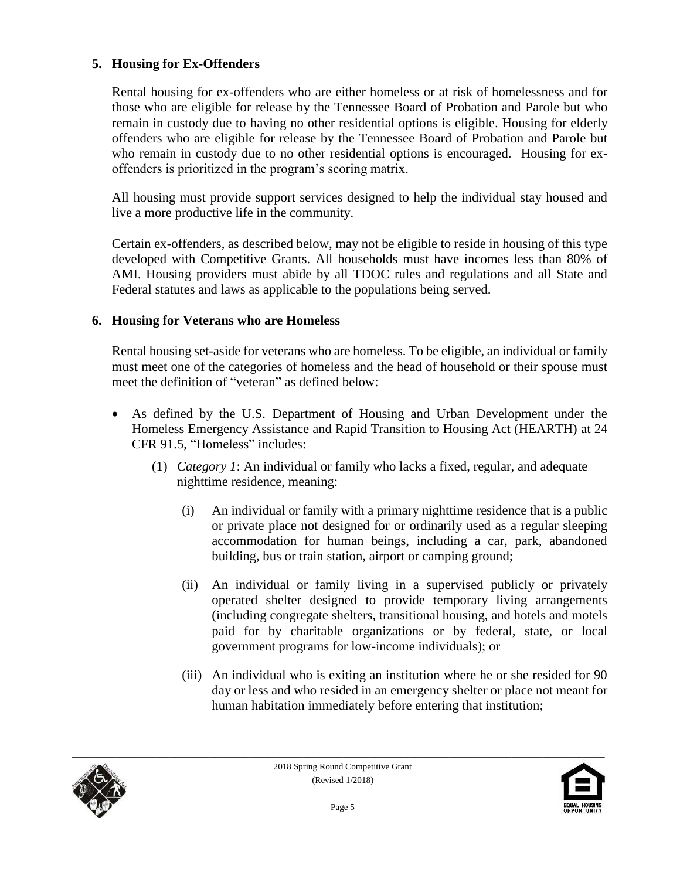## 5. Housing for Ex-Offenders

Rental housing for ex-offenders who are either homeless or at risk of homelessness and for those who are eligible for release by the Tennessee Board of Probation and Parole but who remain in custody due to having no other residential options is eligible. Housing for elderly offenders who are eligible for release by the Tennessee Board of Probation and Parole but who remain in custody due to no other residential options is encouraged. Housing for ex-offenders is prioritized in the program's scoring matrix.

All housing must provide support services designed to help the individual stay housed and live a more productive life in the community.

Certain ex-offenders, as described below, may not be eligible to reside in housing of this type developed with Competitive Grants. All households must have incomes less than 80% of AMI. Housing providers must abide by all TDOC rules and regulations and all State and Federal statutes and laws as applicable to the populations being served.

## 6. Housing for Veterans who are Homeless

Rental housing set-aside for veterans who are homeless. To be eligible, an individual or family must meet one of the categories of homeless and the head of household or their spouse must meet the definition of "veteran" as defined below:

- As defined by the U.S. Department of Housing and Urban Development under the Homeless Emergency Assistance and Rapid Transition to Housing Act (HEARTH) at 24 CFR 91.5, "Homeless" includes:

  (1) *Category 1*: An individual or family who lacks a fixed, regular, and adequate nighttime residence, meaning:

  (i) An individual or family with a primary nighttime residence that is a public or private place not designed for or ordinarily used as a regular sleeping accommodation for human beings, including a car, park, abandoned building, bus or train station, airport or camping ground;

  (ii) An individual or family living in a supervised publicly or privately operated shelter designed to provide temporary living arrangements (including congregate shelters, transitional housing, and hotels and motels paid for by charitable organizations or by federal, state, or local government programs for low-income individuals); or

  (iii) An individual who is exiting an institution where he or she resided for 90 day or less and who resided in an emergency shelter or place not meant for human habitation immediately before entering that institution;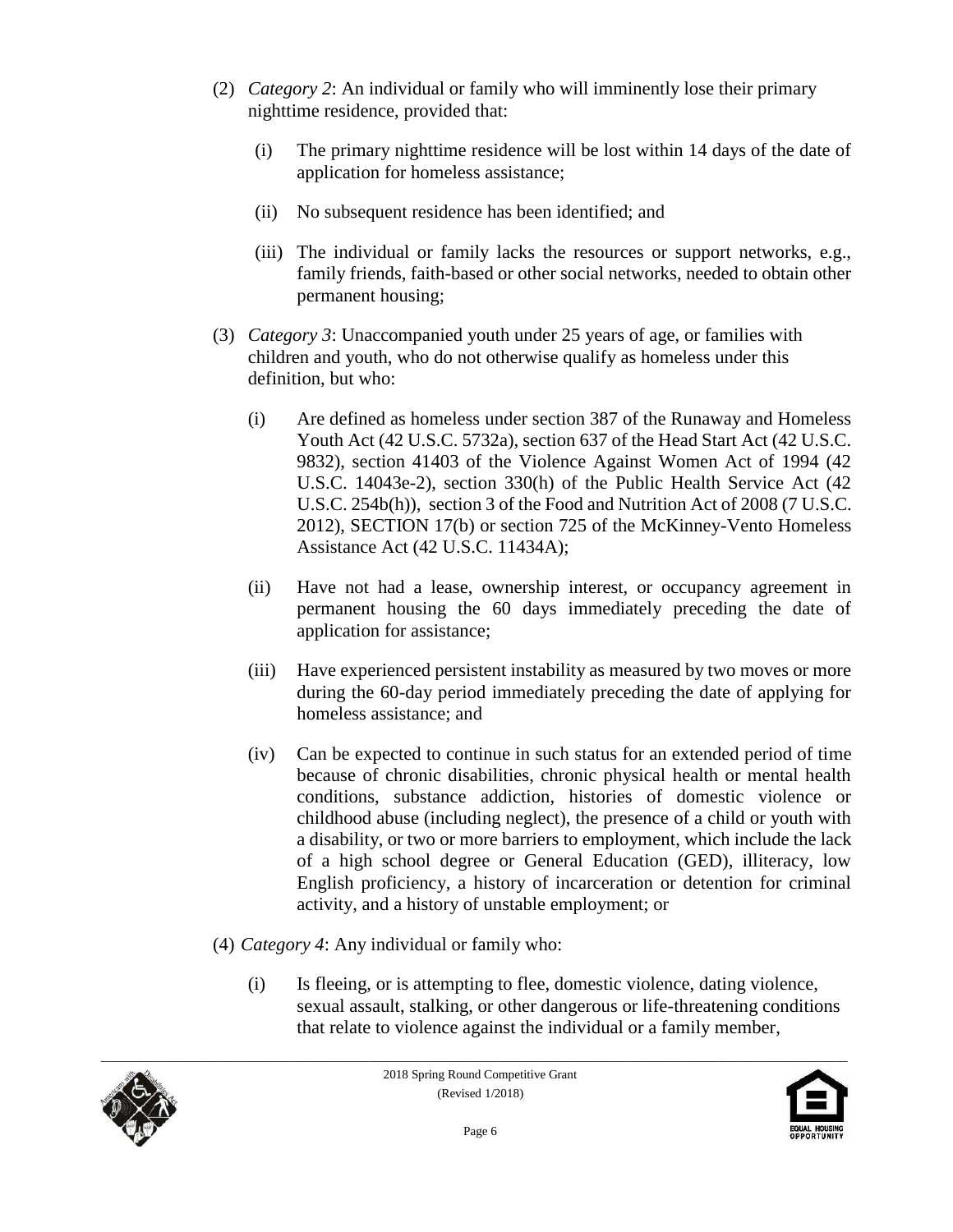(2) *Category 2*: An individual or family who will imminently lose their primary nighttime residence, provided that:

  (i) The primary nighttime residence will be lost within 14 days of the date of application for homeless assistance;

  (ii) No subsequent residence has been identified; and

  (iii) The individual or family lacks the resources or support networks, e.g., family friends, faith-based or other social networks, needed to obtain other permanent housing;

(3) *Category 3*: Unaccompanied youth under 25 years of age, or families with children and youth, who do not otherwise qualify as homeless under this definition, but who:

  (i) Are defined as homeless under section 387 of the Runaway and Homeless Youth Act (42 U.S.C. 5732a), section 637 of the Head Start Act (42 U.S.C. 9832), section 41403 of the Violence Against Women Act of 1994 (42 U.S.C. 14043e-2), section 330(h) of the Public Health Service Act (42 U.S.C. 254b(h)), section 3 of the Food and Nutrition Act of 2008 (7 U.S.C. 2012), SECTION 17(b) or section 725 of the McKinney-Vento Homeless Assistance Act (42 U.S.C. 11434A);

  (ii) Have not had a lease, ownership interest, or occupancy agreement in permanent housing the 60 days immediately preceding the date of application for assistance;

  (iii) Have experienced persistent instability as measured by two moves or more during the 60-day period immediately preceding the date of applying for homeless assistance; and

  (iv) Can be expected to continue in such status for an extended period of time because of chronic disabilities, chronic physical health or mental health conditions, substance addiction, histories of domestic violence or childhood abuse (including neglect), the presence of a child or youth with a disability, or two or more barriers to employment, which include the lack of a high school degree or General Education (GED), illiteracy, low English proficiency, a history of incarceration or detention for criminal activity, and a history of unstable employment; or

(4) *Category 4*: Any individual or family who:

  (i) Is fleeing, or is attempting to flee, domestic violence, dating violence, sexual assault, stalking, or other dangerous or life-threatening conditions that relate to violence against the individual or a family member,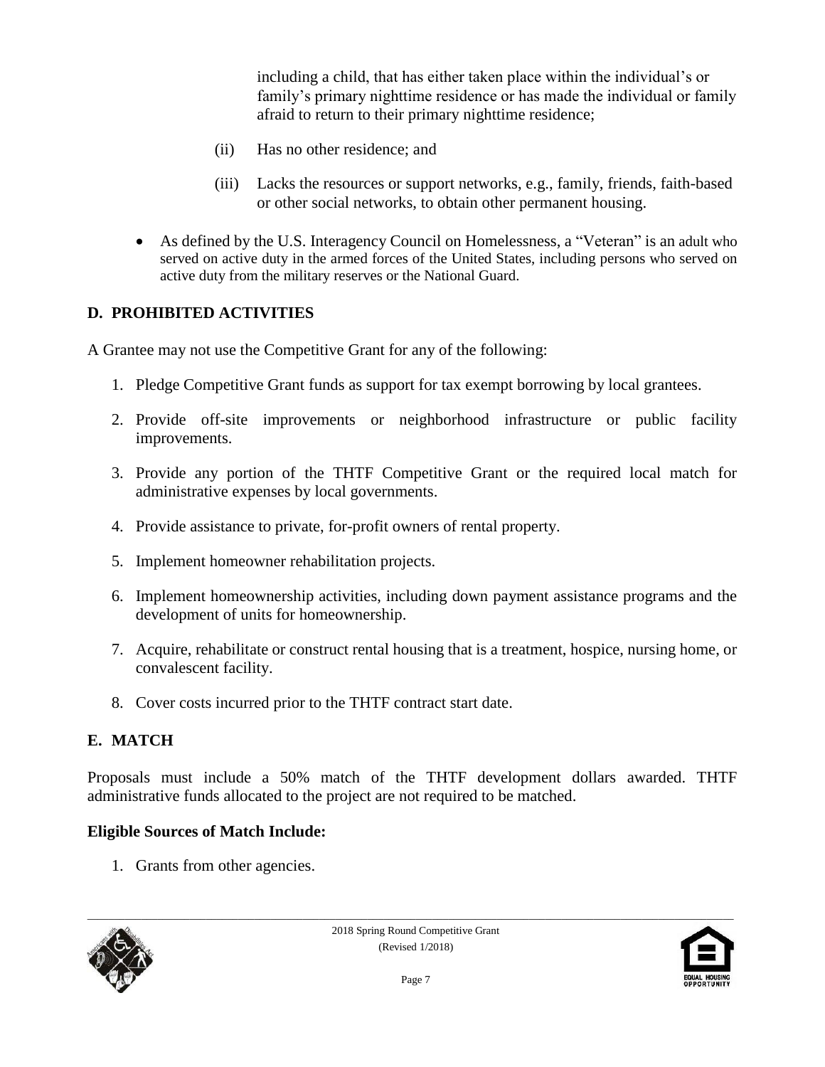including a child, that has either taken place within the individual's or family's primary nighttime residence or has made the individual or family afraid to return to their primary nighttime residence;

(ii) Has no other residence; and

(iii) Lacks the resources or support networks, e.g., family, friends, faith-based or other social networks, to obtain other permanent housing.

- As defined by the U.S. Interagency Council on Homelessness, a "Veteran" is an adult who served on active duty in the armed forces of the United States, including persons who served on active duty from the military reserves or the National Guard.

## D. PROHIBITED ACTIVITIES

A Grantee may not use the Competitive Grant for any of the following:

1. Pledge Competitive Grant funds as support for tax exempt borrowing by local grantees.
2. Provide off-site improvements or neighborhood infrastructure or public facility improvements.
3. Provide any portion of the THTF Competitive Grant or the required local match for administrative expenses by local governments.
4. Provide assistance to private, for-profit owners of rental property.
5. Implement homeowner rehabilitation projects.
6. Implement homeownership activities, including down payment assistance programs and the development of units for homeownership.
7. Acquire, rehabilitate or construct rental housing that is a treatment, hospice, nursing home, or convalescent facility.
8. Cover costs incurred prior to the THTF contract start date.

## E. MATCH

Proposals must include a 50% match of the THTF development dollars awarded. THTF administrative funds allocated to the project are not required to be matched.

**Eligible Sources of Match Include:**

1. Grants from other agencies.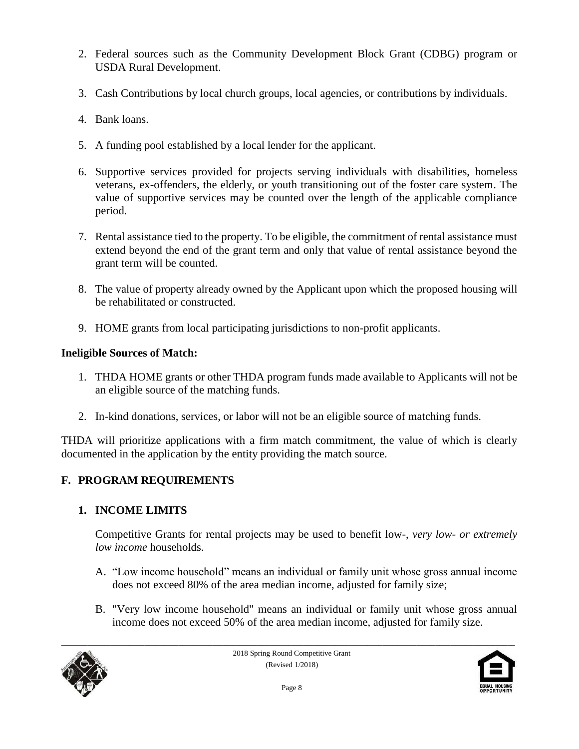2. Federal sources such as the Community Development Block Grant (CDBG) program or USDA Rural Development.

3. Cash Contributions by local church groups, local agencies, or contributions by individuals.

4. Bank loans.

5. A funding pool established by a local lender for the applicant.

6. Supportive services provided for projects serving individuals with disabilities, homeless veterans, ex-offenders, the elderly, or youth transitioning out of the foster care system. The value of supportive services may be counted over the length of the applicable compliance period.

7. Rental assistance tied to the property. To be eligible, the commitment of rental assistance must extend beyond the end of the grant term and only that value of rental assistance beyond the grant term will be counted.

8. The value of property already owned by the Applicant upon which the proposed housing will be rehabilitated or constructed.

9. HOME grants from local participating jurisdictions to non-profit applicants.

**Ineligible Sources of Match:**

1. THDA HOME grants or other THDA program funds made available to Applicants will not be an eligible source of the matching funds.

2. In-kind donations, services, or labor will not be an eligible source of matching funds.

THDA will prioritize applications with a firm match commitment, the value of which is clearly documented in the application by the entity providing the match source.

## F. PROGRAM REQUIREMENTS

### 1. INCOME LIMITS

Competitive Grants for rental projects may be used to benefit low-, *very low- or extremely low income* households.

A. “Low income household” means an individual or family unit whose gross annual income does not exceed 80% of the area median income, adjusted for family size;

B. "Very low income household" means an individual or family unit whose gross annual income does not exceed 50% of the area median income, adjusted for family size.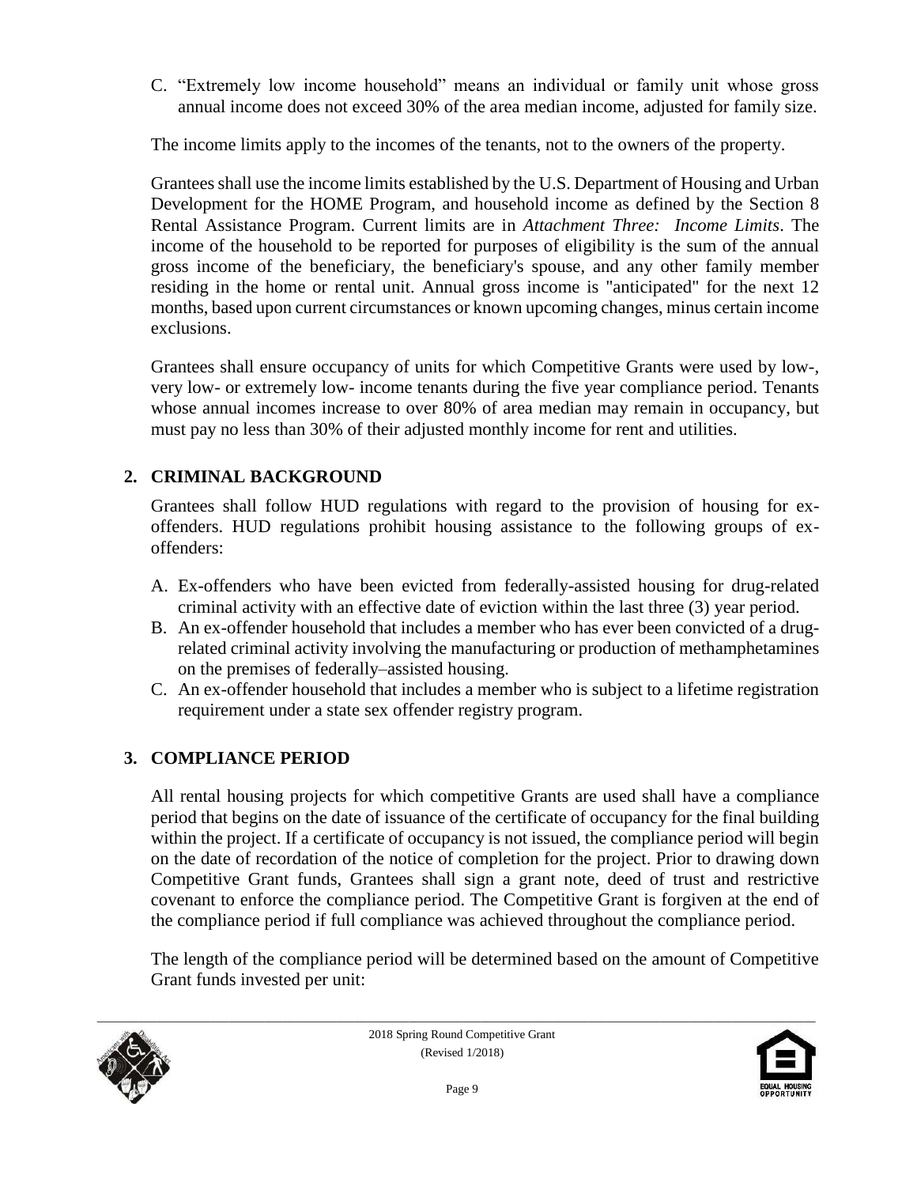C. "Extremely low income household" means an individual or family unit whose gross annual income does not exceed 30% of the area median income, adjusted for family size.

The income limits apply to the incomes of the tenants, not to the owners of the property.

Grantees shall use the income limits established by the U.S. Department of Housing and Urban Development for the HOME Program, and household income as defined by the Section 8 Rental Assistance Program. Current limits are in *Attachment Three: Income Limits*. The income of the household to be reported for purposes of eligibility is the sum of the annual gross income of the beneficiary, the beneficiary's spouse, and any other family member residing in the home or rental unit. Annual gross income is "anticipated" for the next 12 months, based upon current circumstances or known upcoming changes, minus certain income exclusions.

Grantees shall ensure occupancy of units for which Competitive Grants were used by low-, very low- or extremely low- income tenants during the five year compliance period. Tenants whose annual incomes increase to over 80% of area median may remain in occupancy, but must pay no less than 30% of their adjusted monthly income for rent and utilities.

## 2. CRIMINAL BACKGROUND

Grantees shall follow HUD regulations with regard to the provision of housing for ex-offenders. HUD regulations prohibit housing assistance to the following groups of ex-offenders:

A. Ex-offenders who have been evicted from federally-assisted housing for drug-related criminal activity with an effective date of eviction within the last three (3) year period.
B. An ex-offender household that includes a member who has ever been convicted of a drug-related criminal activity involving the manufacturing or production of methamphetamines on the premises of federally–assisted housing.
C. An ex-offender household that includes a member who is subject to a lifetime registration requirement under a state sex offender registry program.

## 3. COMPLIANCE PERIOD

All rental housing projects for which competitive Grants are used shall have a compliance period that begins on the date of issuance of the certificate of occupancy for the final building within the project. If a certificate of occupancy is not issued, the compliance period will begin on the date of recordation of the notice of completion for the project. Prior to drawing down Competitive Grant funds, Grantees shall sign a grant note, deed of trust and restrictive covenant to enforce the compliance period. The Competitive Grant is forgiven at the end of the compliance period if full compliance was achieved throughout the compliance period.

The length of the compliance period will be determined based on the amount of Competitive Grant funds invested per unit: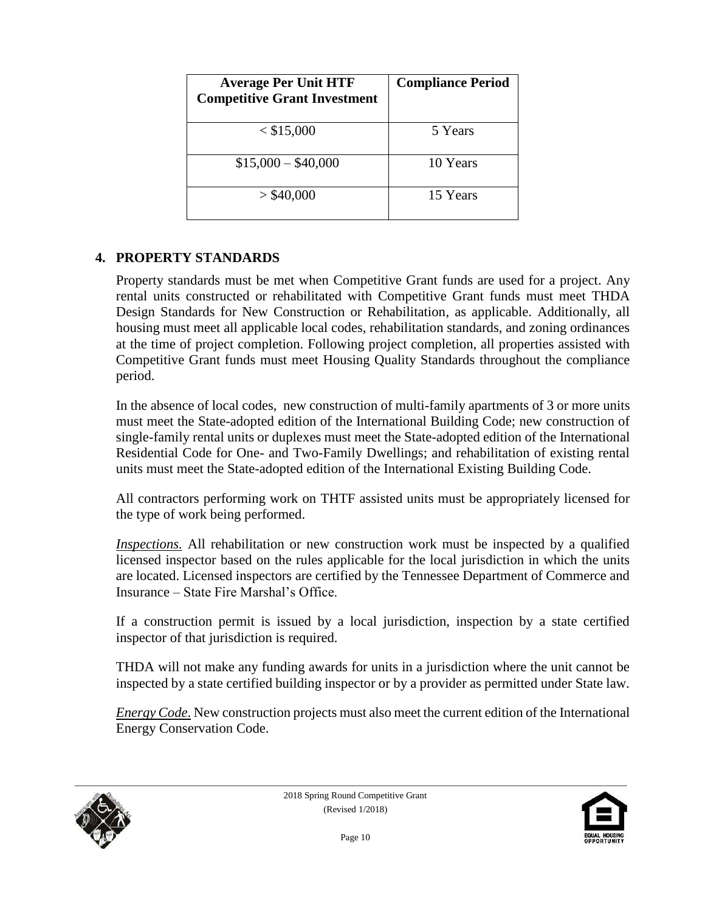| Average Per Unit HTF Competitive Grant Investment | Compliance Period |
|---|---|
| < $15,000 | 5 Years |
| $15,000 – $40,000 | 10 Years |
| > $40,000 | 15 Years |

## 4. PROPERTY STANDARDS

Property standards must be met when Competitive Grant funds are used for a project. Any rental units constructed or rehabilitated with Competitive Grant funds must meet THDA Design Standards for New Construction or Rehabilitation, as applicable. Additionally, all housing must meet all applicable local codes, rehabilitation standards, and zoning ordinances at the time of project completion. Following project completion, all properties assisted with Competitive Grant funds must meet Housing Quality Standards throughout the compliance period.

In the absence of local codes, new construction of multi-family apartments of 3 or more units must meet the State-adopted edition of the International Building Code; new construction of single-family rental units or duplexes must meet the State-adopted edition of the International Residential Code for One- and Two-Family Dwellings; and rehabilitation of existing rental units must meet the State-adopted edition of the International Existing Building Code.

All contractors performing work on THTF assisted units must be appropriately licensed for the type of work being performed.

*Inspections.* All rehabilitation or new construction work must be inspected by a qualified licensed inspector based on the rules applicable for the local jurisdiction in which the units are located. Licensed inspectors are certified by the Tennessee Department of Commerce and Insurance – State Fire Marshal's Office.

If a construction permit is issued by a local jurisdiction, inspection by a state certified inspector of that jurisdiction is required.

THDA will not make any funding awards for units in a jurisdiction where the unit cannot be inspected by a state certified building inspector or by a provider as permitted under State law.

*Energy Code.* New construction projects must also meet the current edition of the International Energy Conservation Code.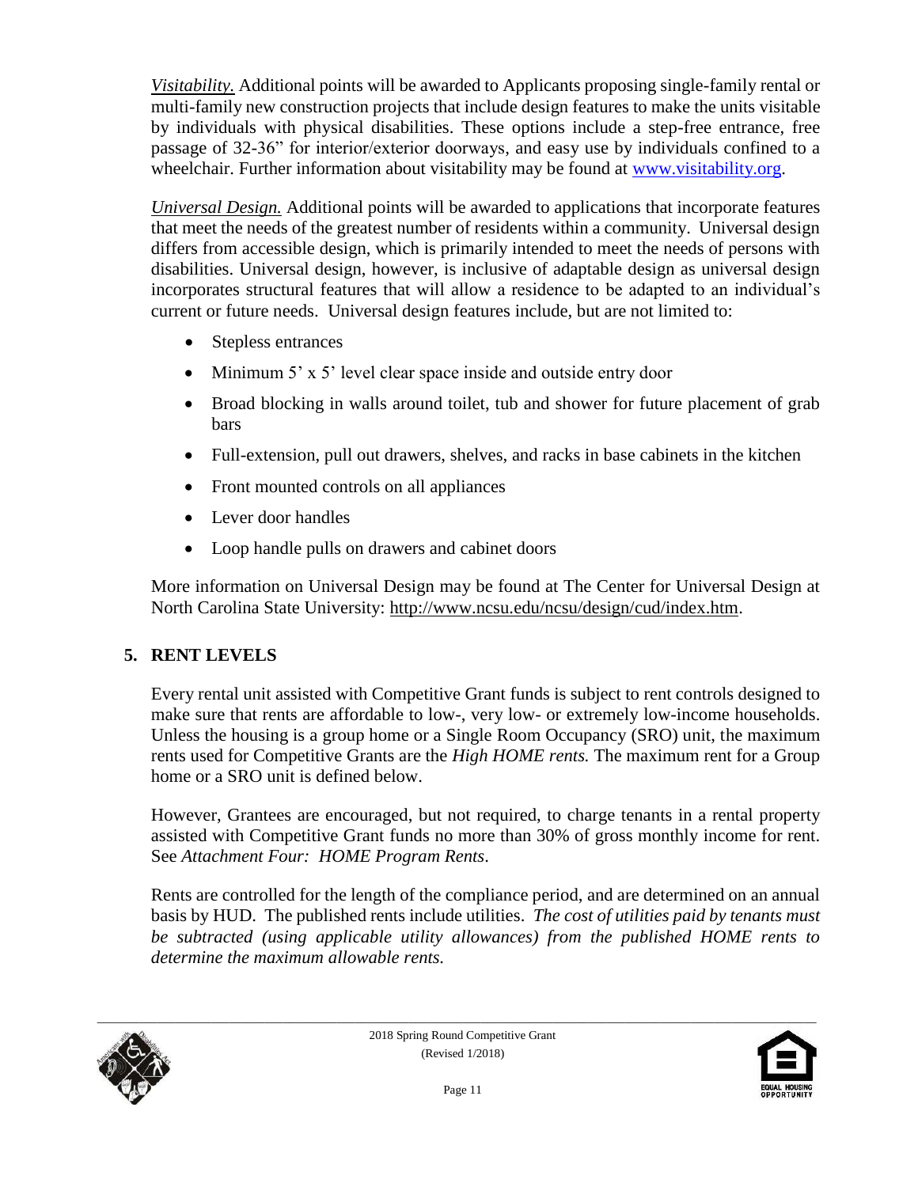*Visitability.* Additional points will be awarded to Applicants proposing single-family rental or multi-family new construction projects that include design features to make the units visitable by individuals with physical disabilities. These options include a step-free entrance, free passage of 32-36" for interior/exterior doorways, and easy use by individuals confined to a wheelchair. Further information about visitability may be found at [www.visitability.org](http://www.visitability.org).

*Universal Design.* Additional points will be awarded to applications that incorporate features that meet the needs of the greatest number of residents within a community. Universal design differs from accessible design, which is primarily intended to meet the needs of persons with disabilities. Universal design, however, is inclusive of adaptable design as universal design incorporates structural features that will allow a residence to be adapted to an individual's current or future needs. Universal design features include, but are not limited to:

- Stepless entrances
- Minimum 5' x 5' level clear space inside and outside entry door
- Broad blocking in walls around toilet, tub and shower for future placement of grab bars
- Full-extension, pull out drawers, shelves, and racks in base cabinets in the kitchen
- Front mounted controls on all appliances
- Lever door handles
- Loop handle pulls on drawers and cabinet doors

More information on Universal Design may be found at The Center for Universal Design at North Carolina State University: http://www.ncsu.edu/ncsu/design/cud/index.htm.

## 5. RENT LEVELS

Every rental unit assisted with Competitive Grant funds is subject to rent controls designed to make sure that rents are affordable to low-, very low- or extremely low-income households. Unless the housing is a group home or a Single Room Occupancy (SRO) unit, the maximum rents used for Competitive Grants are the *High HOME rents.* The maximum rent for a Group home or a SRO unit is defined below.

However, Grantees are encouraged, but not required, to charge tenants in a rental property assisted with Competitive Grant funds no more than 30% of gross monthly income for rent. See *Attachment Four: HOME Program Rents*.

Rents are controlled for the length of the compliance period, and are determined on an annual basis by HUD. The published rents include utilities. *The cost of utilities paid by tenants must be subtracted (using applicable utility allowances) from the published HOME rents to determine the maximum allowable rents.*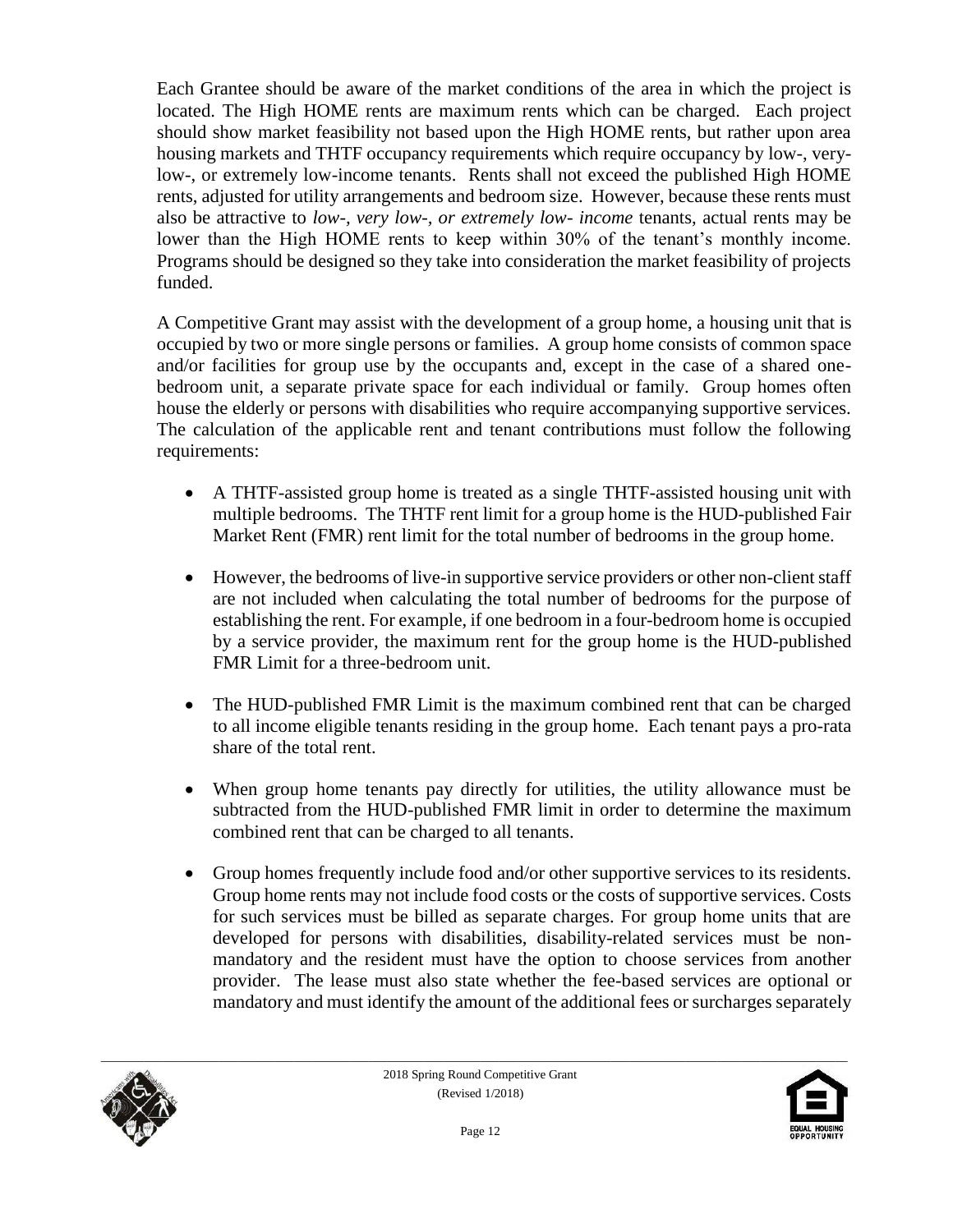Each Grantee should be aware of the market conditions of the area in which the project is located. The High HOME rents are maximum rents which can be charged. Each project should show market feasibility not based upon the High HOME rents, but rather upon area housing markets and THTF occupancy requirements which require occupancy by low-, very-low-, or extremely low-income tenants. Rents shall not exceed the published High HOME rents, adjusted for utility arrangements and bedroom size. However, because these rents must also be attractive to *low-, very low-, or extremely low- income* tenants, actual rents may be lower than the High HOME rents to keep within 30% of the tenant's monthly income. Programs should be designed so they take into consideration the market feasibility of projects funded.

A Competitive Grant may assist with the development of a group home, a housing unit that is occupied by two or more single persons or families. A group home consists of common space and/or facilities for group use by the occupants and, except in the case of a shared one-bedroom unit, a separate private space for each individual or family. Group homes often house the elderly or persons with disabilities who require accompanying supportive services. The calculation of the applicable rent and tenant contributions must follow the following requirements:

- A THTF-assisted group home is treated as a single THTF-assisted housing unit with multiple bedrooms. The THTF rent limit for a group home is the HUD-published Fair Market Rent (FMR) rent limit for the total number of bedrooms in the group home.

- However, the bedrooms of live-in supportive service providers or other non-client staff are not included when calculating the total number of bedrooms for the purpose of establishing the rent. For example, if one bedroom in a four-bedroom home is occupied by a service provider, the maximum rent for the group home is the HUD-published FMR Limit for a three-bedroom unit.

- The HUD-published FMR Limit is the maximum combined rent that can be charged to all income eligible tenants residing in the group home. Each tenant pays a pro-rata share of the total rent.

- When group home tenants pay directly for utilities, the utility allowance must be subtracted from the HUD-published FMR limit in order to determine the maximum combined rent that can be charged to all tenants.

- Group homes frequently include food and/or other supportive services to its residents. Group home rents may not include food costs or the costs of supportive services. Costs for such services must be billed as separate charges. For group home units that are developed for persons with disabilities, disability-related services must be non-mandatory and the resident must have the option to choose services from another provider. The lease must also state whether the fee-based services are optional or mandatory and must identify the amount of the additional fees or surcharges separately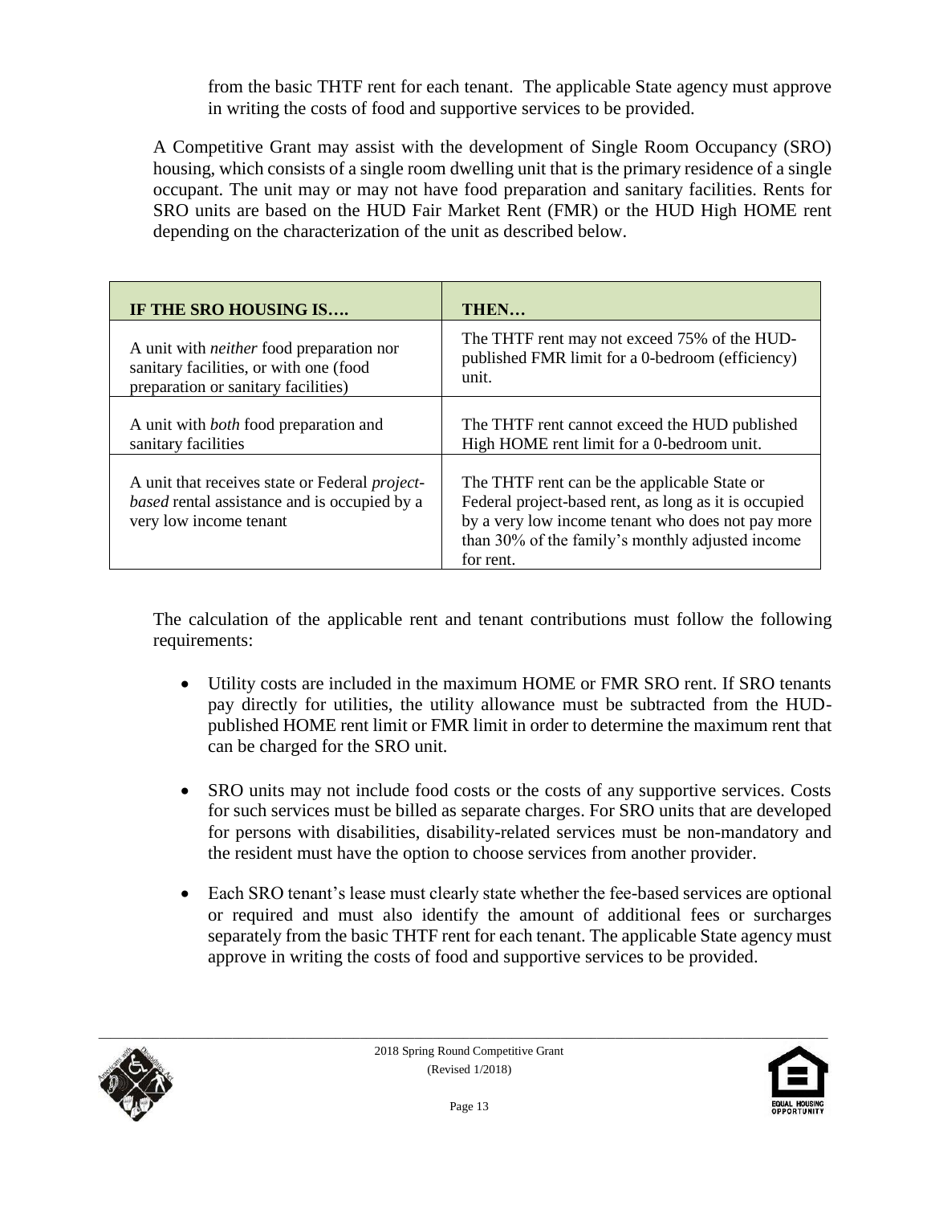from the basic THTF rent for each tenant. The applicable State agency must approve in writing the costs of food and supportive services to be provided.

A Competitive Grant may assist with the development of Single Room Occupancy (SRO) housing, which consists of a single room dwelling unit that is the primary residence of a single occupant. The unit may or may not have food preparation and sanitary facilities. Rents for SRO units are based on the HUD Fair Market Rent (FMR) or the HUD High HOME rent depending on the characterization of the unit as described below.

| **IF THE SRO HOUSING IS….** | **THEN…** |
|---|---|
| A unit with *neither* food preparation nor sanitary facilities, or with one (food preparation or sanitary facilities) | The THTF rent may not exceed 75% of the HUD-published FMR limit for a 0-bedroom (efficiency) unit. |
| A unit with *both* food preparation and sanitary facilities | The THTF rent cannot exceed the HUD published High HOME rent limit for a 0-bedroom unit. |
| A unit that receives state or Federal *project-based* rental assistance and is occupied by a very low income tenant | The THTF rent can be the applicable State or Federal project-based rent, as long as it is occupied by a very low income tenant who does not pay more than 30% of the family's monthly adjusted income for rent. |

The calculation of the applicable rent and tenant contributions must follow the following requirements:

- Utility costs are included in the maximum HOME or FMR SRO rent. If SRO tenants pay directly for utilities, the utility allowance must be subtracted from the HUD-published HOME rent limit or FMR limit in order to determine the maximum rent that can be charged for the SRO unit.

- SRO units may not include food costs or the costs of any supportive services. Costs for such services must be billed as separate charges. For SRO units that are developed for persons with disabilities, disability-related services must be non-mandatory and the resident must have the option to choose services from another provider.

- Each SRO tenant's lease must clearly state whether the fee-based services are optional or required and must also identify the amount of additional fees or surcharges separately from the basic THTF rent for each tenant. The applicable State agency must approve in writing the costs of food and supportive services to be provided.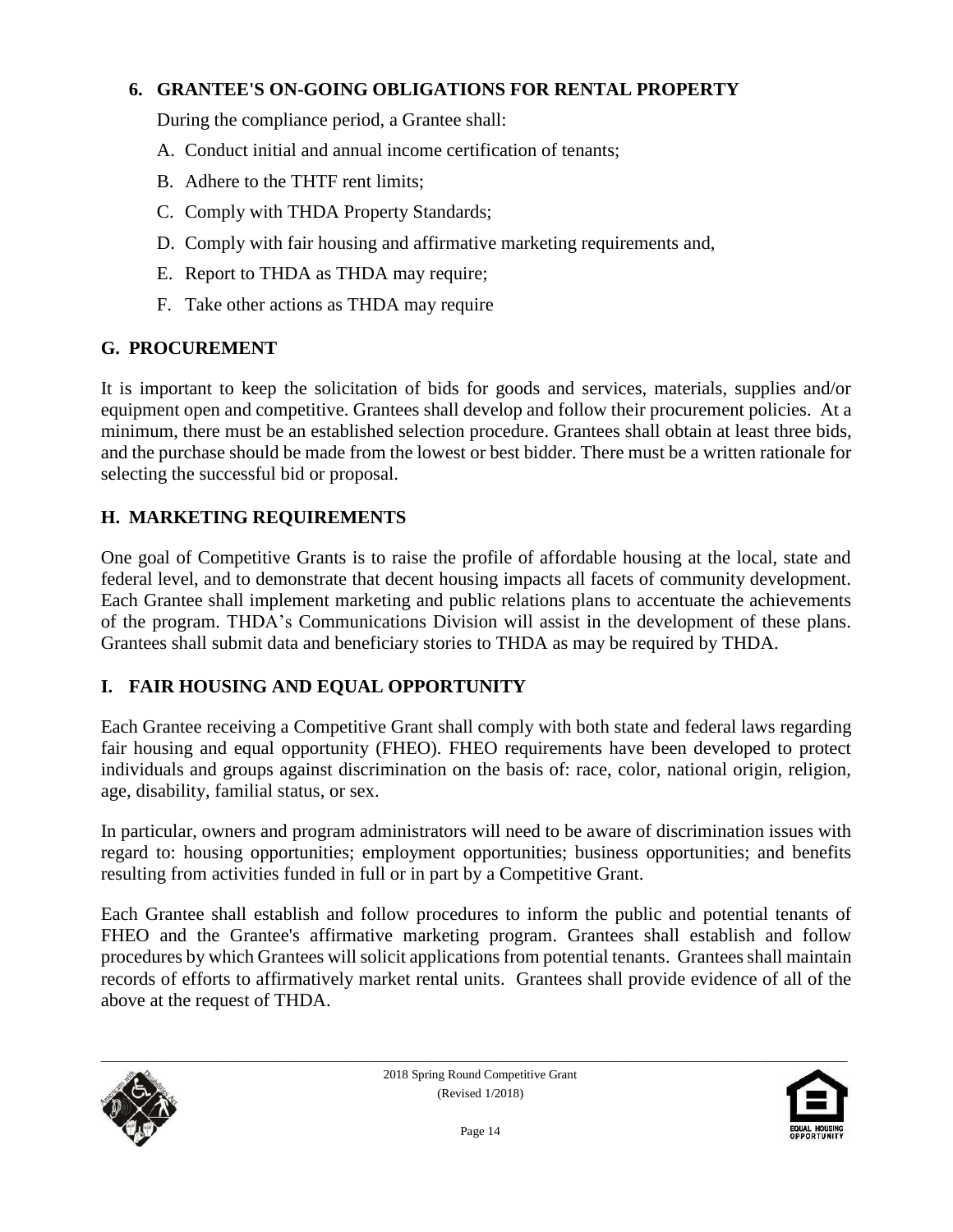### 6. GRANTEE'S ON-GOING OBLIGATIONS FOR RENTAL PROPERTY

During the compliance period, a Grantee shall:

A. Conduct initial and annual income certification of tenants;

B. Adhere to the THTF rent limits;

C. Comply with THDA Property Standards;

D. Comply with fair housing and affirmative marketing requirements and,

E. Report to THDA as THDA may require;

F. Take other actions as THDA may require

## G. PROCUREMENT

It is important to keep the solicitation of bids for goods and services, materials, supplies and/or equipment open and competitive. Grantees shall develop and follow their procurement policies. At a minimum, there must be an established selection procedure. Grantees shall obtain at least three bids, and the purchase should be made from the lowest or best bidder. There must be a written rationale for selecting the successful bid or proposal.

## H. MARKETING REQUIREMENTS

One goal of Competitive Grants is to raise the profile of affordable housing at the local, state and federal level, and to demonstrate that decent housing impacts all facets of community development. Each Grantee shall implement marketing and public relations plans to accentuate the achievements of the program. THDA's Communications Division will assist in the development of these plans. Grantees shall submit data and beneficiary stories to THDA as may be required by THDA.

## I. FAIR HOUSING AND EQUAL OPPORTUNITY

Each Grantee receiving a Competitive Grant shall comply with both state and federal laws regarding fair housing and equal opportunity (FHEO). FHEO requirements have been developed to protect individuals and groups against discrimination on the basis of: race, color, national origin, religion, age, disability, familial status, or sex.

In particular, owners and program administrators will need to be aware of discrimination issues with regard to: housing opportunities; employment opportunities; business opportunities; and benefits resulting from activities funded in full or in part by a Competitive Grant.

Each Grantee shall establish and follow procedures to inform the public and potential tenants of FHEO and the Grantee's affirmative marketing program. Grantees shall establish and follow procedures by which Grantees will solicit applications from potential tenants. Grantees shall maintain records of efforts to affirmatively market rental units. Grantees shall provide evidence of all of the above at the request of THDA.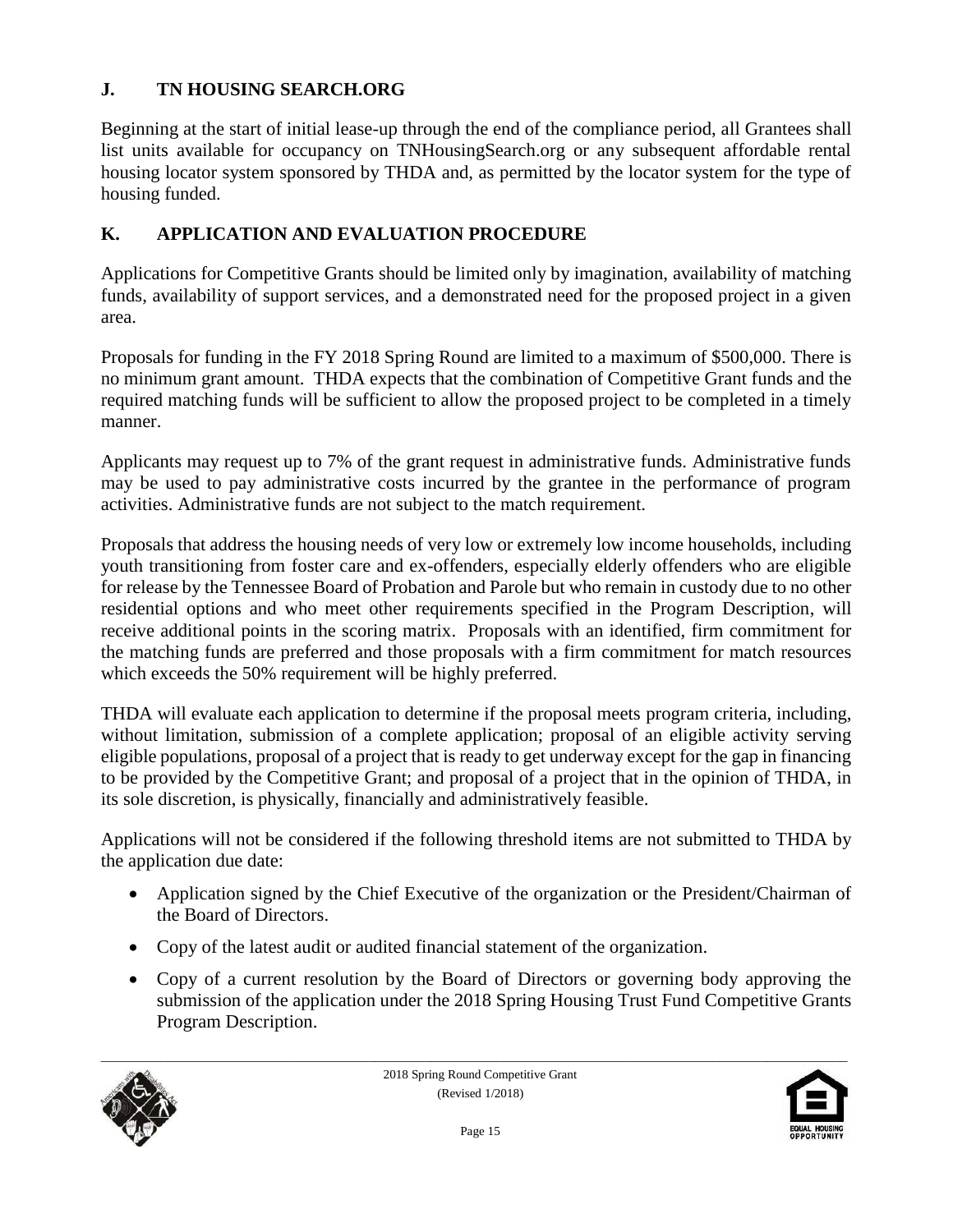## J. TN HOUSING SEARCH.ORG

Beginning at the start of initial lease-up through the end of the compliance period, all Grantees shall list units available for occupancy on TNHousingSearch.org or any subsequent affordable rental housing locator system sponsored by THDA and, as permitted by the locator system for the type of housing funded.

## K. APPLICATION AND EVALUATION PROCEDURE

Applications for Competitive Grants should be limited only by imagination, availability of matching funds, availability of support services, and a demonstrated need for the proposed project in a given area.

Proposals for funding in the FY 2018 Spring Round are limited to a maximum of $500,000. There is no minimum grant amount. THDA expects that the combination of Competitive Grant funds and the required matching funds will be sufficient to allow the proposed project to be completed in a timely manner.

Applicants may request up to 7% of the grant request in administrative funds. Administrative funds may be used to pay administrative costs incurred by the grantee in the performance of program activities. Administrative funds are not subject to the match requirement.

Proposals that address the housing needs of very low or extremely low income households, including youth transitioning from foster care and ex-offenders, especially elderly offenders who are eligible for release by the Tennessee Board of Probation and Parole but who remain in custody due to no other residential options and who meet other requirements specified in the Program Description, will receive additional points in the scoring matrix. Proposals with an identified, firm commitment for the matching funds are preferred and those proposals with a firm commitment for match resources which exceeds the 50% requirement will be highly preferred.

THDA will evaluate each application to determine if the proposal meets program criteria, including, without limitation, submission of a complete application; proposal of an eligible activity serving eligible populations, proposal of a project that is ready to get underway except for the gap in financing to be provided by the Competitive Grant; and proposal of a project that in the opinion of THDA, in its sole discretion, is physically, financially and administratively feasible.

Applications will not be considered if the following threshold items are not submitted to THDA by the application due date:

- Application signed by the Chief Executive of the organization or the President/Chairman of the Board of Directors.
- Copy of the latest audit or audited financial statement of the organization.
- Copy of a current resolution by the Board of Directors or governing body approving the submission of the application under the 2018 Spring Housing Trust Fund Competitive Grants Program Description.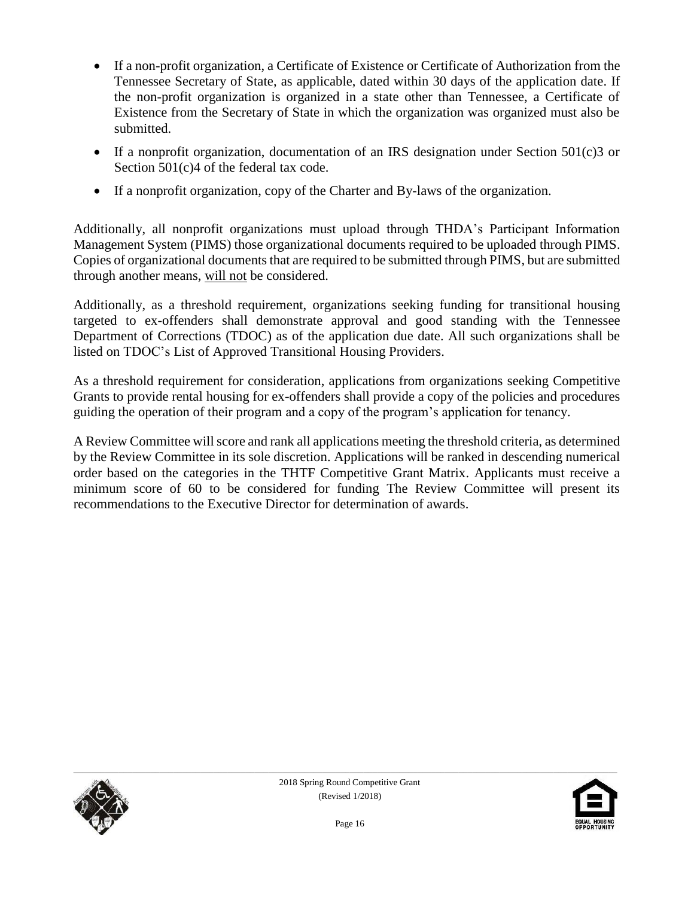- If a non-profit organization, a Certificate of Existence or Certificate of Authorization from the Tennessee Secretary of State, as applicable, dated within 30 days of the application date. If the non-profit organization is organized in a state other than Tennessee, a Certificate of Existence from the Secretary of State in which the organization was organized must also be submitted.
- If a nonprofit organization, documentation of an IRS designation under Section 501(c)3 or Section 501(c)4 of the federal tax code.
- If a nonprofit organization, copy of the Charter and By-laws of the organization.

Additionally, all nonprofit organizations must upload through THDA's Participant Information Management System (PIMS) those organizational documents required to be uploaded through PIMS. Copies of organizational documents that are required to be submitted through PIMS, but are submitted through another means, will not be considered.

Additionally, as a threshold requirement, organizations seeking funding for transitional housing targeted to ex-offenders shall demonstrate approval and good standing with the Tennessee Department of Corrections (TDOC) as of the application due date. All such organizations shall be listed on TDOC's List of Approved Transitional Housing Providers.

As a threshold requirement for consideration, applications from organizations seeking Competitive Grants to provide rental housing for ex-offenders shall provide a copy of the policies and procedures guiding the operation of their program and a copy of the program's application for tenancy.

A Review Committee will score and rank all applications meeting the threshold criteria, as determined by the Review Committee in its sole discretion. Applications will be ranked in descending numerical order based on the categories in the THTF Competitive Grant Matrix. Applicants must receive a minimum score of 60 to be considered for funding The Review Committee will present its recommendations to the Executive Director for determination of awards.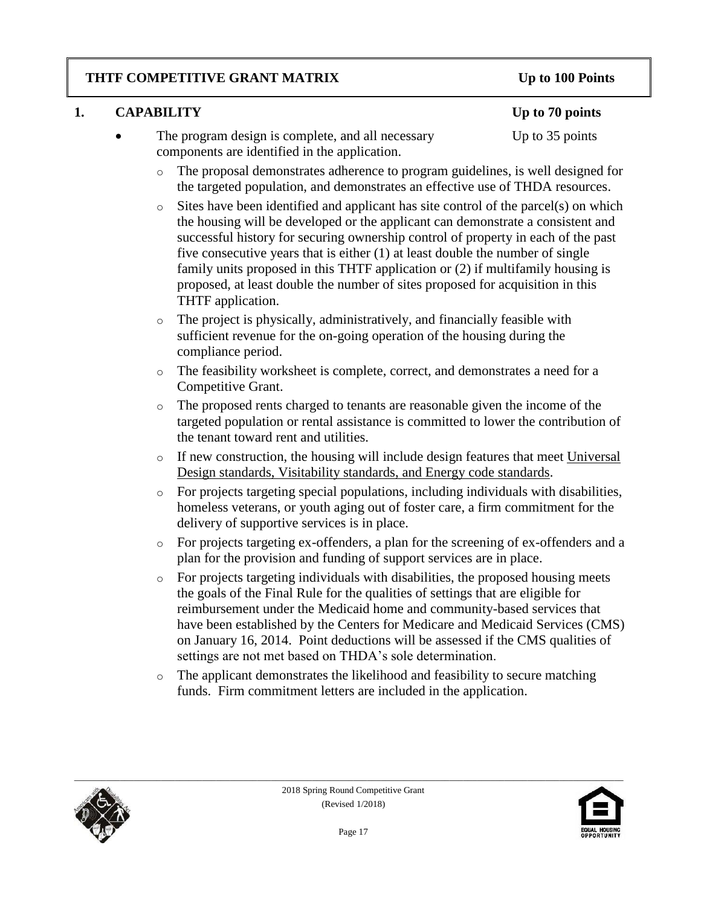## THTF COMPETITIVE GRANT MATRIX — Up to 100 Points

### 1. CAPABILITY — Up to 70 points

- The program design is complete, and all necessary components are identified in the application. — Up to 35 points
  - The proposal demonstrates adherence to program guidelines, is well designed for the targeted population, and demonstrates an effective use of THDA resources.
  - Sites have been identified and applicant has site control of the parcel(s) on which the housing will be developed or the applicant can demonstrate a consistent and successful history for securing ownership control of property in each of the past five consecutive years that is either (1) at least double the number of single family units proposed in this THTF application or (2) if multifamily housing is proposed, at least double the number of sites proposed for acquisition in this THTF application.
  - The project is physically, administratively, and financially feasible with sufficient revenue for the on-going operation of the housing during the compliance period.
  - The feasibility worksheet is complete, correct, and demonstrates a need for a Competitive Grant.
  - The proposed rents charged to tenants are reasonable given the income of the targeted population or rental assistance is committed to lower the contribution of the tenant toward rent and utilities.
  - If new construction, the housing will include design features that meet Universal Design standards, Visitability standards, and Energy code standards.
  - For projects targeting special populations, including individuals with disabilities, homeless veterans, or youth aging out of foster care, a firm commitment for the delivery of supportive services is in place.
  - For projects targeting ex-offenders, a plan for the screening of ex-offenders and a plan for the provision and funding of support services are in place.
  - For projects targeting individuals with disabilities, the proposed housing meets the goals of the Final Rule for the qualities of settings that are eligible for reimbursement under the Medicaid home and community-based services that have been established by the Centers for Medicare and Medicaid Services (CMS) on January 16, 2014. Point deductions will be assessed if the CMS qualities of settings are not met based on THDA's sole determination.
  - The applicant demonstrates the likelihood and feasibility to secure matching funds. Firm commitment letters are included in the application.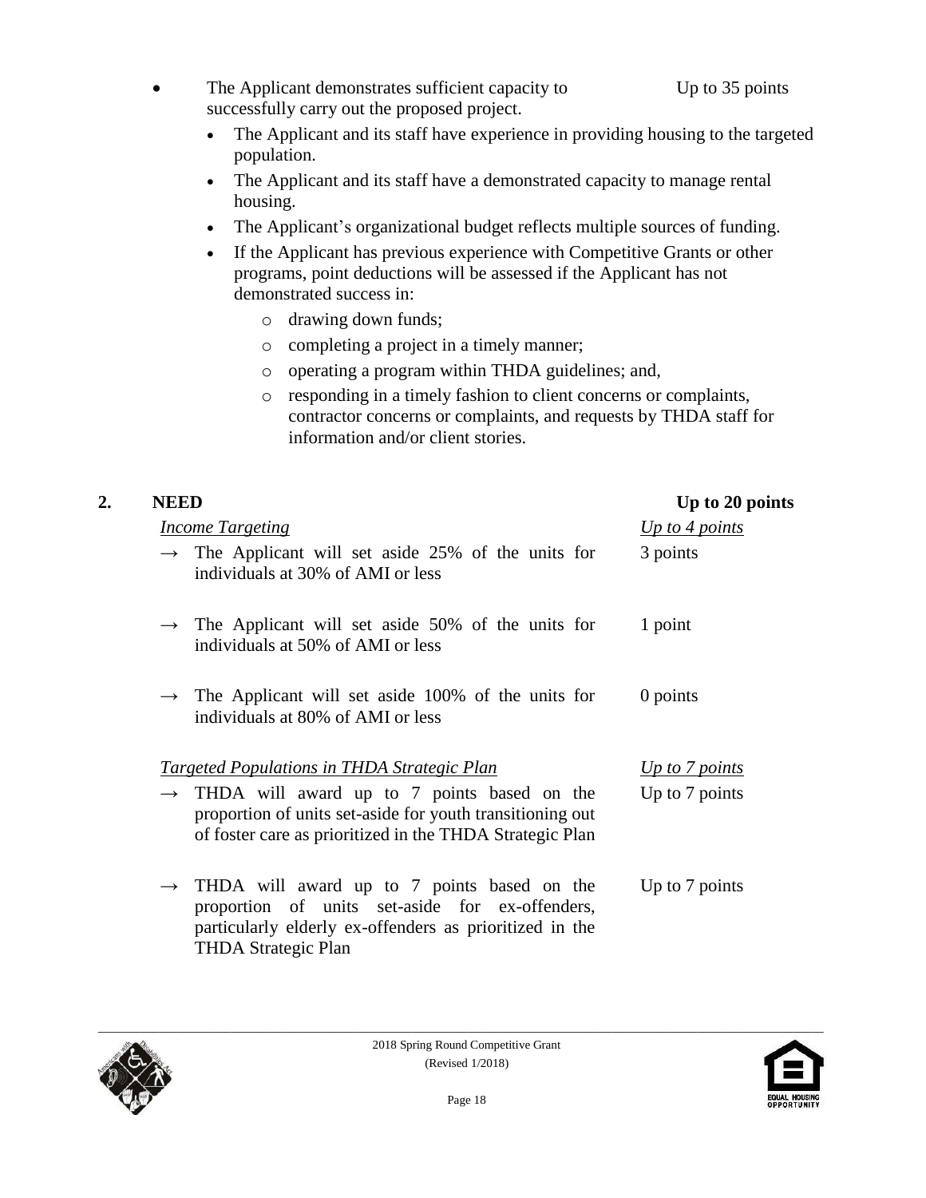- The Applicant demonstrates sufficient capacity to successfully carry out the proposed project. — Up to 35 points
  - The Applicant and its staff have experience in providing housing to the targeted population.
  - The Applicant and its staff have a demonstrated capacity to manage rental housing.
  - The Applicant's organizational budget reflects multiple sources of funding.
  - If the Applicant has previous experience with Competitive Grants or other programs, point deductions will be assessed if the Applicant has not demonstrated success in:
    - drawing down funds;
    - completing a project in a timely manner;
    - operating a program within THDA guidelines; and,
    - responding in a timely fashion to client concerns or complaints, contractor concerns or complaints, and requests by THDA staff for information and/or client stories.

## 2. NEED — Up to 20 points

| | |
|---|---|
| *Income Targeting* | *Up to 4 points* |
| → The Applicant will set aside 25% of the units for individuals at 30% of AMI or less | 3 points |
| → The Applicant will set aside 50% of the units for individuals at 50% of AMI or less | 1 point |
| → The Applicant will set aside 100% of the units for individuals at 80% of AMI or less | 0 points |
| *Targeted Populations in THDA Strategic Plan* | *Up to 7 points* |
| → THDA will award up to 7 points based on the proportion of units set-aside for youth transitioning out of foster care as prioritized in the THDA Strategic Plan | Up to 7 points |
| → THDA will award up to 7 points based on the proportion of units set-aside for ex-offenders, particularly elderly ex-offenders as prioritized in the THDA Strategic Plan | Up to 7 points |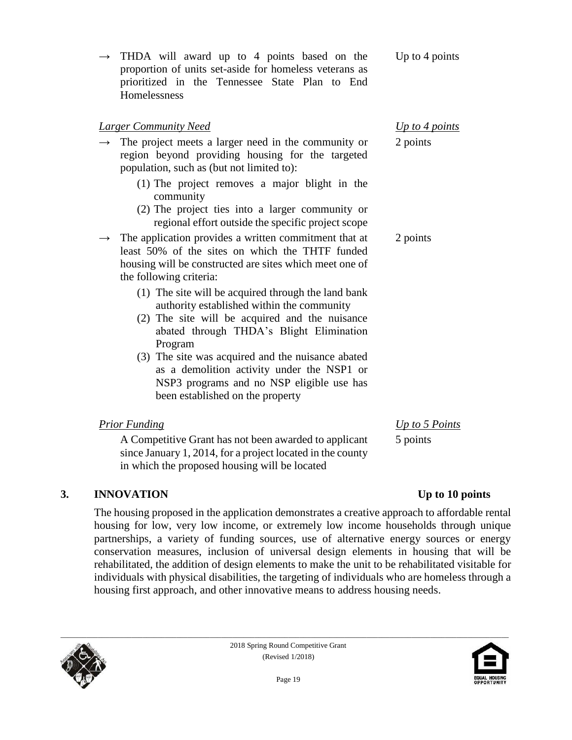→ THDA will award up to 4 points based on the proportion of units set-aside for homeless veterans as prioritized in the Tennessee State Plan to End Homelessness — Up to 4 points

*Larger Community Need* — *Up to 4 points*

→ The project meets a larger need in the community or region beyond providing housing for the targeted population, such as (but not limited to): — 2 points

(1) The project removes a major blight in the community
(2) The project ties into a larger community or regional effort outside the specific project scope

→ The application provides a written commitment that at least 50% of the sites on which the THTF funded housing will be constructed are sites which meet one of the following criteria: — 2 points

(1) The site will be acquired through the land bank authority established within the community
(2) The site will be acquired and the nuisance abated through THDA's Blight Elimination Program
(3) The site was acquired and the nuisance abated as a demolition activity under the NSP1 or NSP3 programs and no NSP eligible use has been established on the property

*Prior Funding* — *Up to 5 Points*

A Competitive Grant has not been awarded to applicant since January 1, 2014, for a project located in the county in which the proposed housing will be located — 5 points

## 3. INNOVATION — Up to 10 points

The housing proposed in the application demonstrates a creative approach to affordable rental housing for low, very low income, or extremely low income households through unique partnerships, a variety of funding sources, use of alternative energy sources or energy conservation measures, inclusion of universal design elements in housing that will be rehabilitated, the addition of design elements to make the unit to be rehabilitated visitable for individuals with physical disabilities, the targeting of individuals who are homeless through a housing first approach, and other innovative means to address housing needs.